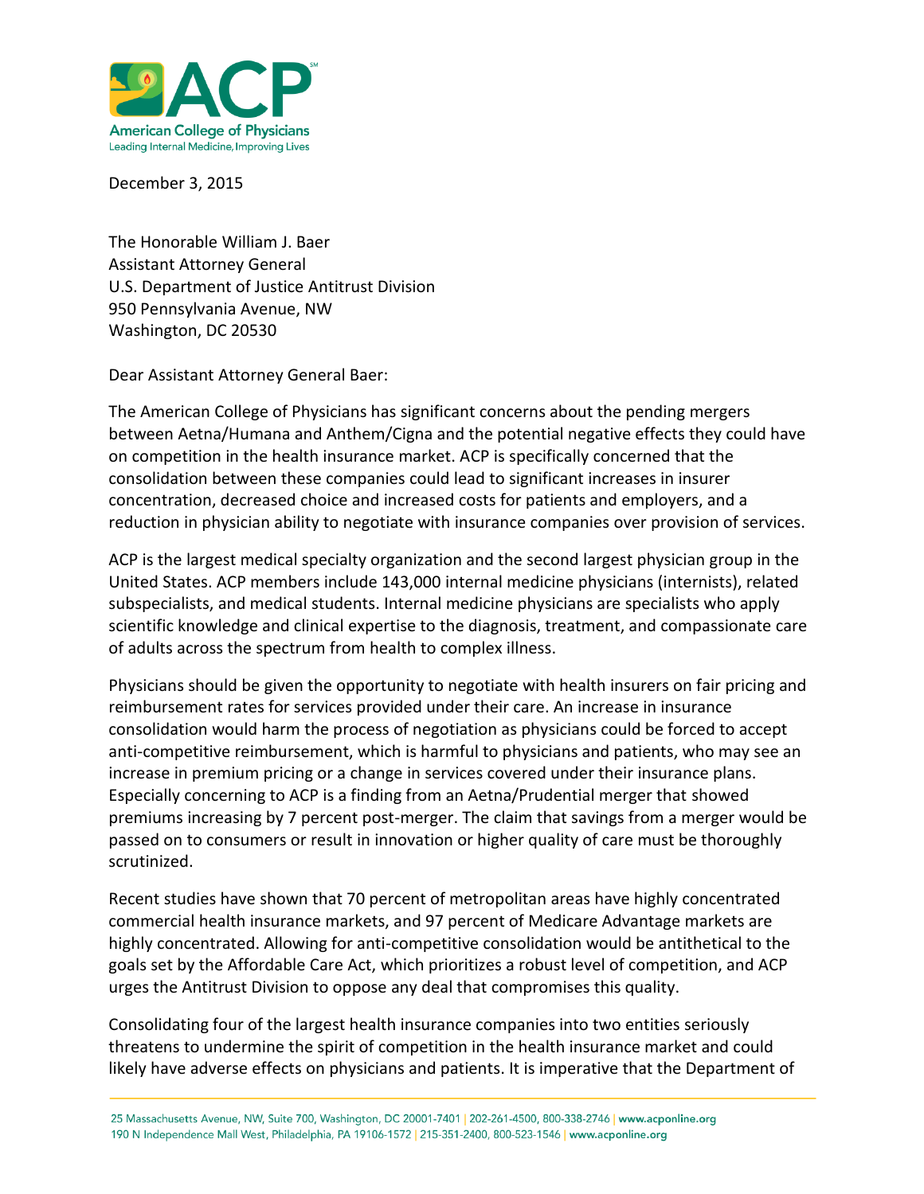**American College of Physicians**
Leading Internal Medicine, Improving Lives

December 3, 2015

The Honorable William J. Baer
Assistant Attorney General
U.S. Department of Justice Antitrust Division
950 Pennsylvania Avenue, NW
Washington, DC 20530

Dear Assistant Attorney General Baer:

The American College of Physicians has significant concerns about the pending mergers between Aetna/Humana and Anthem/Cigna and the potential negative effects they could have on competition in the health insurance market. ACP is specifically concerned that the consolidation between these companies could lead to significant increases in insurer concentration, decreased choice and increased costs for patients and employers, and a reduction in physician ability to negotiate with insurance companies over provision of services.

ACP is the largest medical specialty organization and the second largest physician group in the United States. ACP members include 143,000 internal medicine physicians (internists), related subspecialists, and medical students. Internal medicine physicians are specialists who apply scientific knowledge and clinical expertise to the diagnosis, treatment, and compassionate care of adults across the spectrum from health to complex illness.

Physicians should be given the opportunity to negotiate with health insurers on fair pricing and reimbursement rates for services provided under their care. An increase in insurance consolidation would harm the process of negotiation as physicians could be forced to accept anti-competitive reimbursement, which is harmful to physicians and patients, who may see an increase in premium pricing or a change in services covered under their insurance plans. Especially concerning to ACP is a finding from an Aetna/Prudential merger that showed premiums increasing by 7 percent post-merger. The claim that savings from a merger would be passed on to consumers or result in innovation or higher quality of care must be thoroughly scrutinized.

Recent studies have shown that 70 percent of metropolitan areas have highly concentrated commercial health insurance markets, and 97 percent of Medicare Advantage markets are highly concentrated. Allowing for anti-competitive consolidation would be antithetical to the goals set by the Affordable Care Act, which prioritizes a robust level of competition, and ACP urges the Antitrust Division to oppose any deal that compromises this quality.

Consolidating four of the largest health insurance companies into two entities seriously threatens to undermine the spirit of competition in the health insurance market and could likely have adverse effects on physicians and patients. It is imperative that the Department of

25 Massachusetts Avenue, NW, Suite 700, Washington, DC 20001-7401 | 202-261-4500, 800-338-2746 | www.acponline.org
190 N Independence Mall West, Philadelphia, PA 19106-1572 | 215-351-2400, 800-523-1546 | www.acponline.org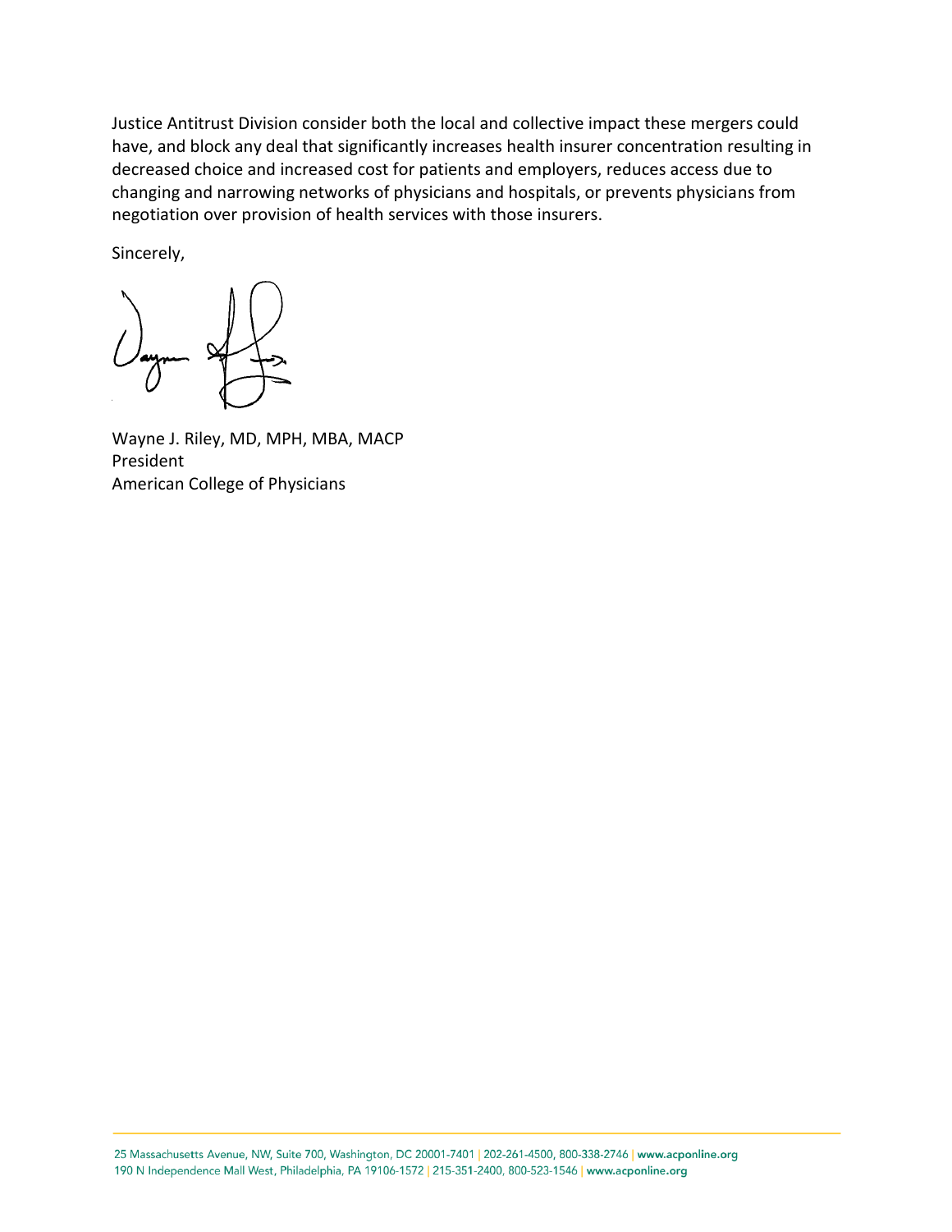Justice Antitrust Division consider both the local and collective impact these mergers could have, and block any deal that significantly increases health insurer concentration resulting in decreased choice and increased cost for patients and employers, reduces access due to changing and narrowing networks of physicians and hospitals, or prevents physicians from negotiation over provision of health services with those insurers.

Sincerely,

Wayne J. Riley, MD, MPH, MBA, MACP
President
American College of Physicians

25 Massachusetts Avenue, NW, Suite 700, Washington, DC 20001-7401 | 202-261-4500, 800-338-2746 | www.acponline.org
190 N Independence Mall West, Philadelphia, PA 19106-1572 | 215-351-2400, 800-523-1546 | www.acponline.org